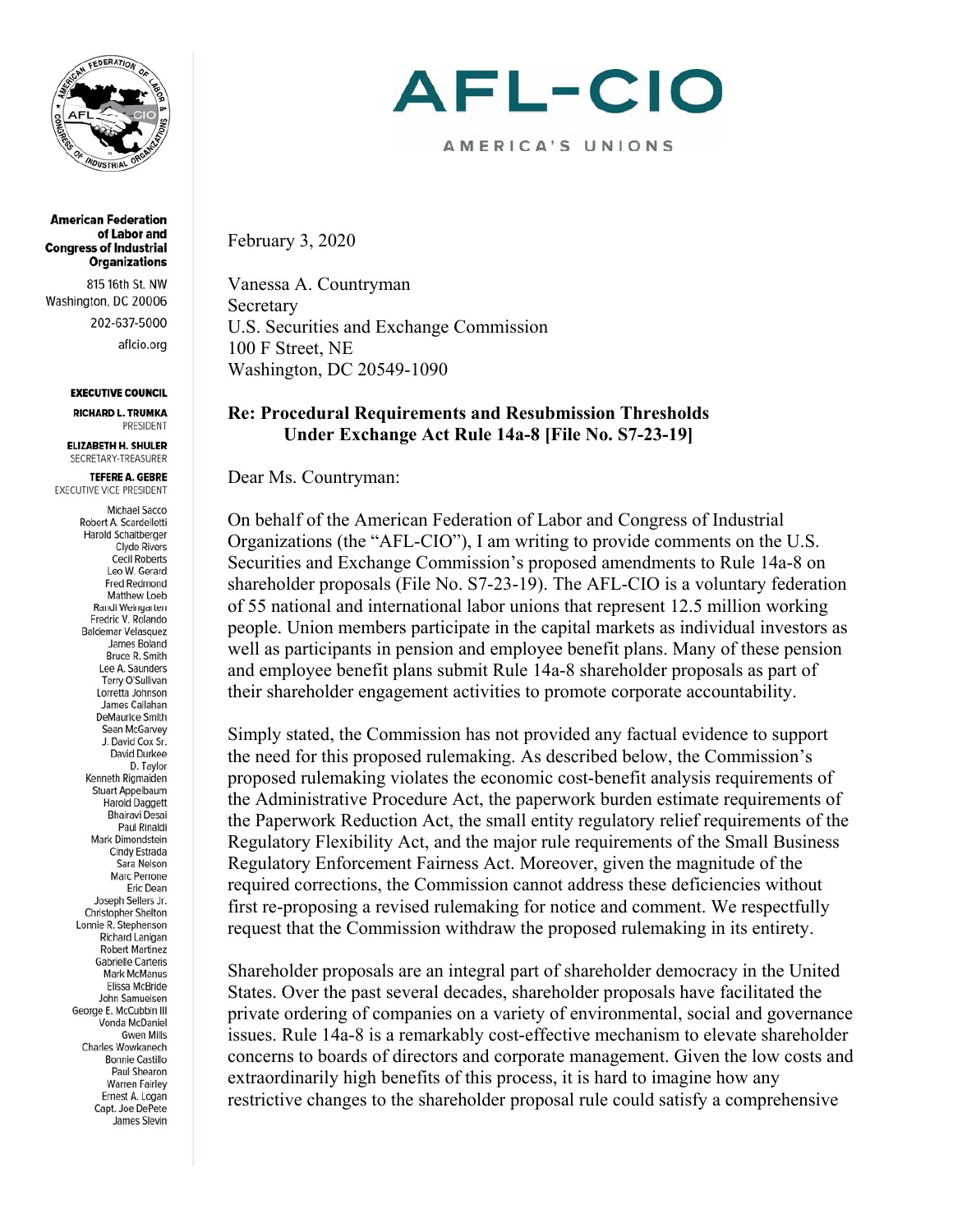# AFL-CIO

AMERICA'S UNIONS

**American Federation of Labor and Congress of Industrial Organizations**

815 16th St. NW
Washington, DC 20006
202-637-5000
aflcio.org

**EXECUTIVE COUNCIL**

**RICHARD L. TRUMKA**
PRESIDENT

**ELIZABETH H. SHULER**
SECRETARY-TREASURER

**TEFERE A. GEBRE**
EXECUTIVE VICE PRESIDENT

Michael Sacco
Robert A. Scardelletti
Harold Schaitberger
Clyde Rivers
Cecil Roberts
Leo W. Gerard
Fred Redmond
Matthew Loeb
Randi Weingarten
Fredric V. Rolando
Baldemar Velasquez
James Boland
Bruce R. Smith
Lee A. Saunders
Terry O'Sullivan
Lorretta Johnson
James Callahan
DeMaurice Smith
Sean McGarvey
J. David Cox Sr.
David Durkee
D. Taylor
Kenneth Rigmaiden
Stuart Appelbaum
Harold Daggett
Bhairavi Desai
Paul Rinaldi
Mark Dimondstein
Cindy Estrada
Sara Nelson
Marc Perrone
Eric Dean
Joseph Sellers Jr.
Christopher Shelton
Lonnie R. Stephenson
Richard Lanigan
Robert Martinez
Gabrielle Carteris
Mark McManus
Elissa McBride
John Samuelsen
George E. McCubbin III
Vonda McDaniel
Gwen Mills
Charles Wowkanech
Bonnie Castillo
Paul Shearon
Warren Fairley
Ernest A. Logan
Capt. Joe DePete
James Slevin

February 3, 2020

Vanessa A. Countryman
Secretary
U.S. Securities and Exchange Commission
100 F Street, NE
Washington, DC 20549-1090

**Re: Procedural Requirements and Resubmission Thresholds Under Exchange Act Rule 14a-8 [File No. S7-23-19]**

Dear Ms. Countryman:

On behalf of the American Federation of Labor and Congress of Industrial Organizations (the "AFL-CIO"), I am writing to provide comments on the U.S. Securities and Exchange Commission's proposed amendments to Rule 14a-8 on shareholder proposals (File No. S7-23-19). The AFL-CIO is a voluntary federation of 55 national and international labor unions that represent 12.5 million working people. Union members participate in the capital markets as individual investors as well as participants in pension and employee benefit plans. Many of these pension and employee benefit plans submit Rule 14a-8 shareholder proposals as part of their shareholder engagement activities to promote corporate accountability.

Simply stated, the Commission has not provided any factual evidence to support the need for this proposed rulemaking. As described below, the Commission's proposed rulemaking violates the economic cost-benefit analysis requirements of the Administrative Procedure Act, the paperwork burden estimate requirements of the Paperwork Reduction Act, the small entity regulatory relief requirements of the Regulatory Flexibility Act, and the major rule requirements of the Small Business Regulatory Enforcement Fairness Act. Moreover, given the magnitude of the required corrections, the Commission cannot address these deficiencies without first re-proposing a revised rulemaking for notice and comment. We respectfully request that the Commission withdraw the proposed rulemaking in its entirety.

Shareholder proposals are an integral part of shareholder democracy in the United States. Over the past several decades, shareholder proposals have facilitated the private ordering of companies on a variety of environmental, social and governance issues. Rule 14a-8 is a remarkably cost-effective mechanism to elevate shareholder concerns to boards of directors and corporate management. Given the low costs and extraordinarily high benefits of this process, it is hard to imagine how any restrictive changes to the shareholder proposal rule could satisfy a comprehensive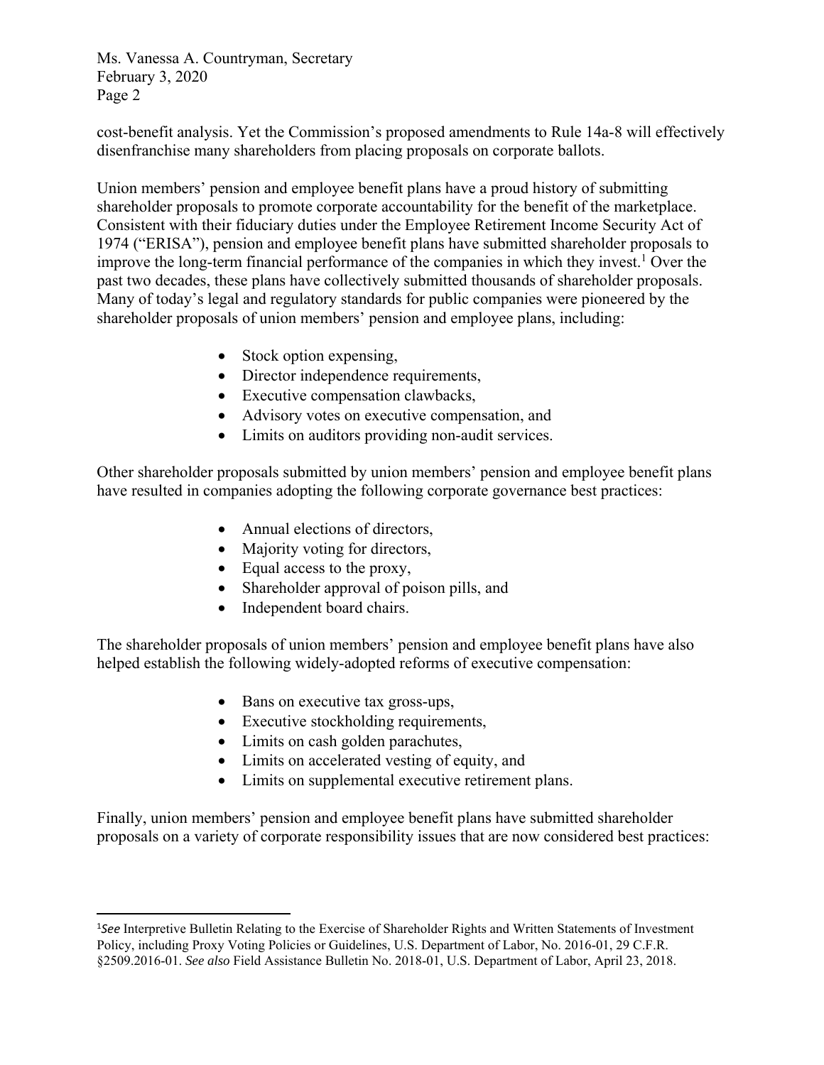cost-benefit analysis. Yet the Commission's proposed amendments to Rule 14a-8 will effectively disenfranchise many shareholders from placing proposals on corporate ballots.

Union members' pension and employee benefit plans have a proud history of submitting shareholder proposals to promote corporate accountability for the benefit of the marketplace. Consistent with their fiduciary duties under the Employee Retirement Income Security Act of 1974 ("ERISA"), pension and employee benefit plans have submitted shareholder proposals to improve the long-term financial performance of the companies in which they invest.[1] Over the past two decades, these plans have collectively submitted thousands of shareholder proposals. Many of today's legal and regulatory standards for public companies were pioneered by the shareholder proposals of union members' pension and employee plans, including:

- Stock option expensing,
- Director independence requirements,
- Executive compensation clawbacks,
- Advisory votes on executive compensation, and
- Limits on auditors providing non-audit services.

Other shareholder proposals submitted by union members' pension and employee benefit plans have resulted in companies adopting the following corporate governance best practices:

- Annual elections of directors,
- Majority voting for directors,
- Equal access to the proxy,
- Shareholder approval of poison pills, and
- Independent board chairs.

The shareholder proposals of union members' pension and employee benefit plans have also helped establish the following widely-adopted reforms of executive compensation:

- Bans on executive tax gross-ups,
- Executive stockholding requirements,
- Limits on cash golden parachutes,
- Limits on accelerated vesting of equity, and
- Limits on supplemental executive retirement plans.

Finally, union members' pension and employee benefit plans have submitted shareholder proposals on a variety of corporate responsibility issues that are now considered best practices:

---

[1] *See* Interpretive Bulletin Relating to the Exercise of Shareholder Rights and Written Statements of Investment Policy, including Proxy Voting Policies or Guidelines, U.S. Department of Labor, No. 2016-01, 29 C.F.R. §2509.2016-01. *See also* Field Assistance Bulletin No. 2018-01, U.S. Department of Labor, April 23, 2018.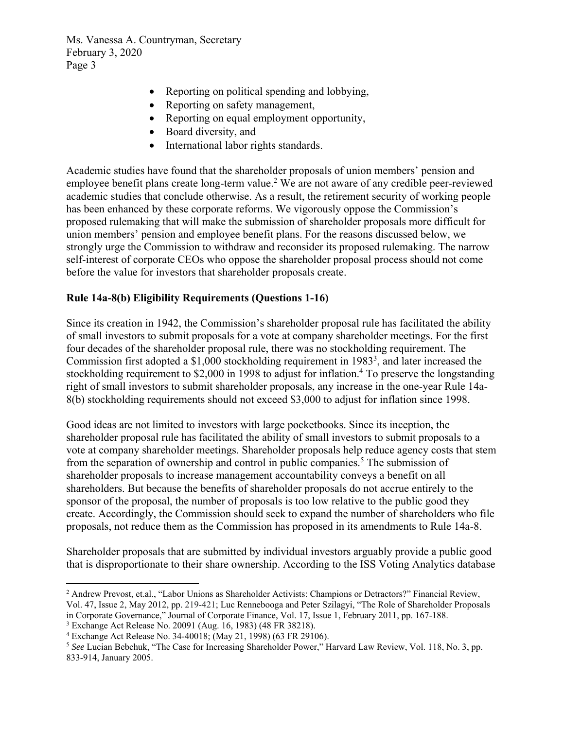- Reporting on political spending and lobbying,
- Reporting on safety management,
- Reporting on equal employment opportunity,
- Board diversity, and
- International labor rights standards.

Academic studies have found that the shareholder proposals of union members' pension and employee benefit plans create long-term value.[2] We are not aware of any credible peer-reviewed academic studies that conclude otherwise. As a result, the retirement security of working people has been enhanced by these corporate reforms. We vigorously oppose the Commission's proposed rulemaking that will make the submission of shareholder proposals more difficult for union members' pension and employee benefit plans. For the reasons discussed below, we strongly urge the Commission to withdraw and reconsider its proposed rulemaking. The narrow self-interest of corporate CEOs who oppose the shareholder proposal process should not come before the value for investors that shareholder proposals create.

**Rule 14a-8(b) Eligibility Requirements (Questions 1-16)**

Since its creation in 1942, the Commission's shareholder proposal rule has facilitated the ability of small investors to submit proposals for a vote at company shareholder meetings. For the first four decades of the shareholder proposal rule, there was no stockholding requirement. The Commission first adopted a $1,000 stockholding requirement in 1983[3], and later increased the stockholding requirement to $2,000 in 1998 to adjust for inflation.[4] To preserve the longstanding right of small investors to submit shareholder proposals, any increase in the one-year Rule 14a-8(b) stockholding requirements should not exceed $3,000 to adjust for inflation since 1998.

Good ideas are not limited to investors with large pocketbooks. Since its inception, the shareholder proposal rule has facilitated the ability of small investors to submit proposals to a vote at company shareholder meetings. Shareholder proposals help reduce agency costs that stem from the separation of ownership and control in public companies.[5] The submission of shareholder proposals to increase management accountability conveys a benefit on all shareholders. But because the benefits of shareholder proposals do not accrue entirely to the sponsor of the proposal, the number of proposals is too low relative to the public good they create. Accordingly, the Commission should seek to expand the number of shareholders who file proposals, not reduce them as the Commission has proposed in its amendments to Rule 14a-8.

Shareholder proposals that are submitted by individual investors arguably provide a public good that is disproportionate to their share ownership. According to the ISS Voting Analytics database

---

[2] Andrew Prevost, et.al., "Labor Unions as Shareholder Activists: Champions or Detractors?" Financial Review, Vol. 47, Issue 2, May 2012, pp. 219-421; Luc Renneboog and Peter Szilagyi, "The Role of Shareholder Proposals in Corporate Governance," Journal of Corporate Finance, Vol. 17, Issue 1, February 2011, pp. 167-188.

[3] Exchange Act Release No. 20091 (Aug. 16, 1983) (48 FR 38218).

[4] Exchange Act Release No. 34-40018; (May 21, 1998) (63 FR 29106).

[5] *See* Lucian Bebchuk, "The Case for Increasing Shareholder Power," Harvard Law Review, Vol. 118, No. 3, pp. 833-914, January 2005.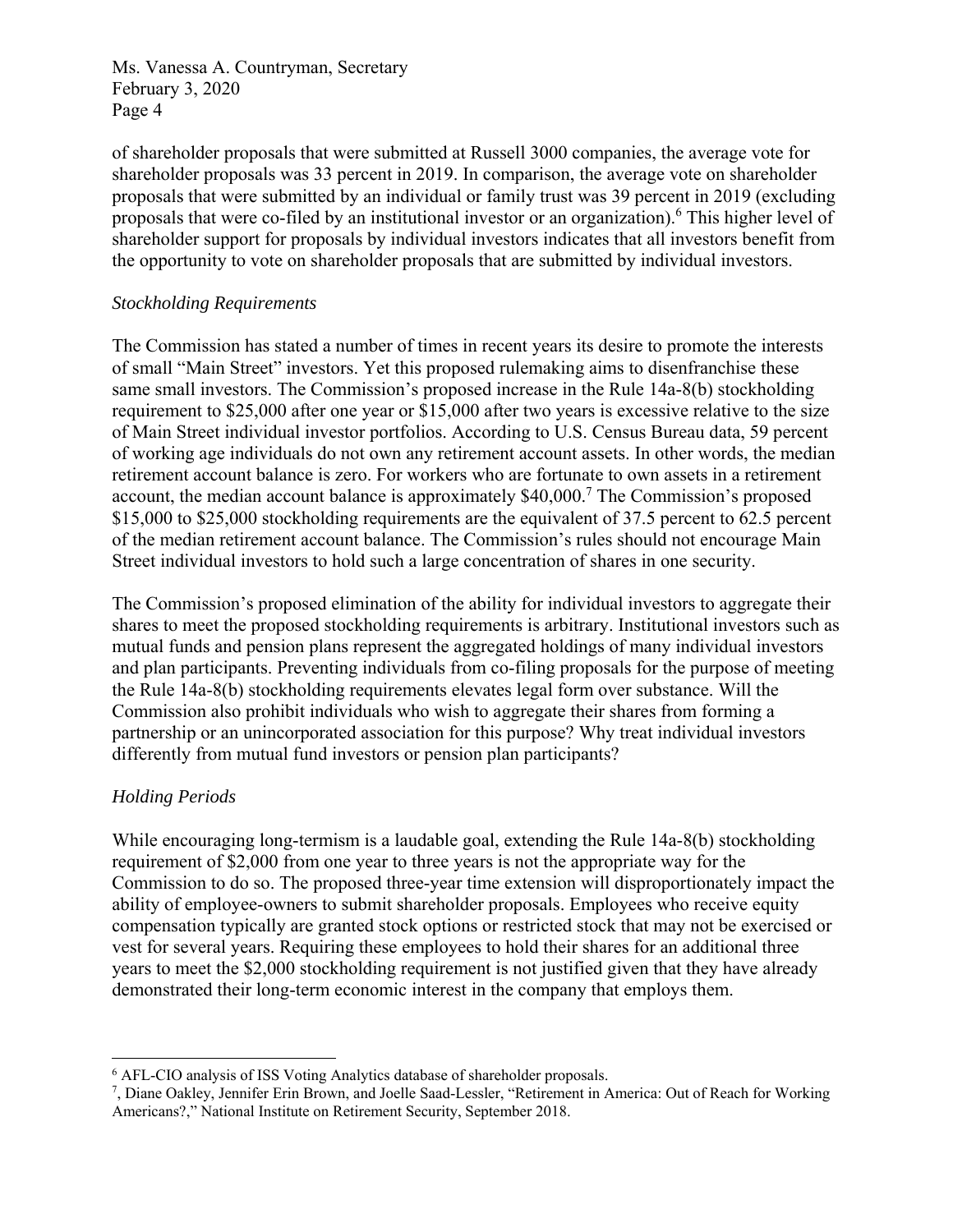of shareholder proposals that were submitted at Russell 3000 companies, the average vote for shareholder proposals was 33 percent in 2019. In comparison, the average vote on shareholder proposals that were submitted by an individual or family trust was 39 percent in 2019 (excluding proposals that were co-filed by an institutional investor or an organization).[6] This higher level of shareholder support for proposals by individual investors indicates that all investors benefit from the opportunity to vote on shareholder proposals that are submitted by individual investors.

*Stockholding Requirements*

The Commission has stated a number of times in recent years its desire to promote the interests of small "Main Street" investors. Yet this proposed rulemaking aims to disenfranchise these same small investors. The Commission's proposed increase in the Rule 14a-8(b) stockholding requirement to $25,000 after one year or $15,000 after two years is excessive relative to the size of Main Street individual investor portfolios. According to U.S. Census Bureau data, 59 percent of working age individuals do not own any retirement account assets. In other words, the median retirement account balance is zero. For workers who are fortunate to own assets in a retirement account, the median account balance is approximately $40,000.[7] The Commission's proposed $15,000 to $25,000 stockholding requirements are the equivalent of 37.5 percent to 62.5 percent of the median retirement account balance. The Commission's rules should not encourage Main Street individual investors to hold such a large concentration of shares in one security.

The Commission's proposed elimination of the ability for individual investors to aggregate their shares to meet the proposed stockholding requirements is arbitrary. Institutional investors such as mutual funds and pension plans represent the aggregated holdings of many individual investors and plan participants. Preventing individuals from co-filing proposals for the purpose of meeting the Rule 14a-8(b) stockholding requirements elevates legal form over substance. Will the Commission also prohibit individuals who wish to aggregate their shares from forming a partnership or an unincorporated association for this purpose? Why treat individual investors differently from mutual fund investors or pension plan participants?

*Holding Periods*

While encouraging long-termism is a laudable goal, extending the Rule 14a-8(b) stockholding requirement of $2,000 from one year to three years is not the appropriate way for the Commission to do so. The proposed three-year time extension will disproportionately impact the ability of employee-owners to submit shareholder proposals. Employees who receive equity compensation typically are granted stock options or restricted stock that may not be exercised or vest for several years. Requiring these employees to hold their shares for an additional three years to meet the $2,000 stockholding requirement is not justified given that they have already demonstrated their long-term economic interest in the company that employs them.

---

[6] AFL-CIO analysis of ISS Voting Analytics database of shareholder proposals.

[7], Diane Oakley, Jennifer Erin Brown, and Joelle Saad-Lessler, "Retirement in America: Out of Reach for Working Americans?," National Institute on Retirement Security, September 2018.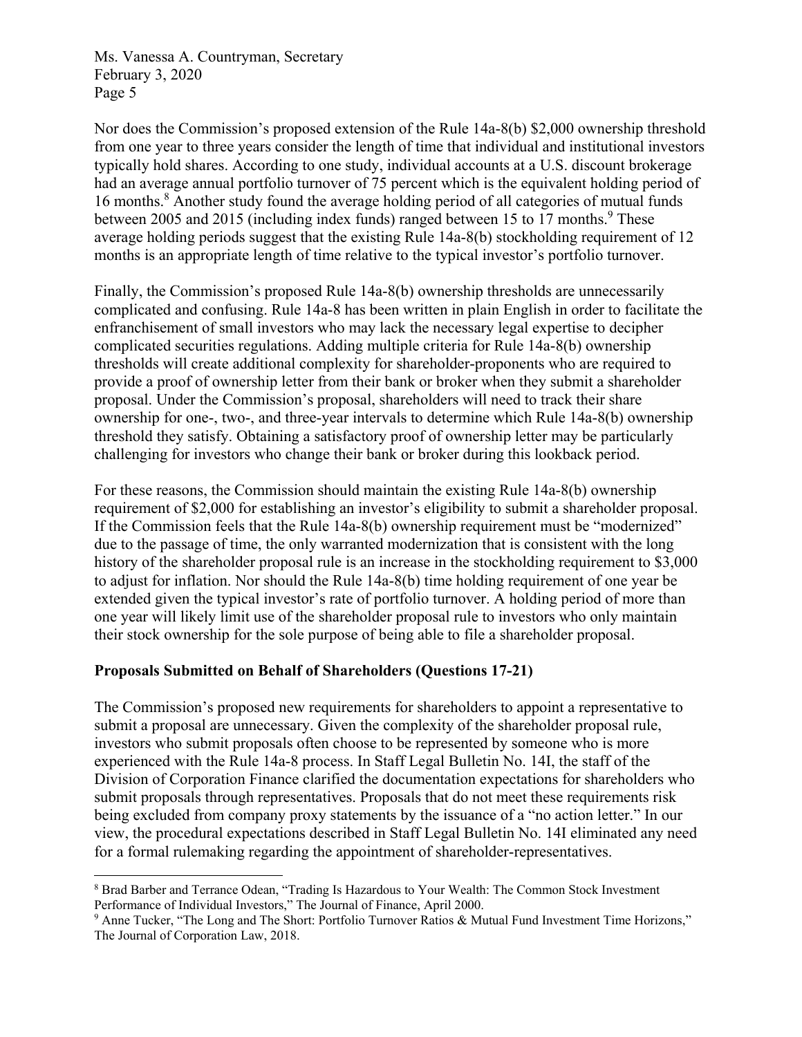Nor does the Commission's proposed extension of the Rule 14a-8(b) $2,000 ownership threshold from one year to three years consider the length of time that individual and institutional investors typically hold shares. According to one study, individual accounts at a U.S. discount brokerage had an average annual portfolio turnover of 75 percent which is the equivalent holding period of 16 months.[8] Another study found the average holding period of all categories of mutual funds between 2005 and 2015 (including index funds) ranged between 15 to 17 months.[9] These average holding periods suggest that the existing Rule 14a-8(b) stockholding requirement of 12 months is an appropriate length of time relative to the typical investor's portfolio turnover.

Finally, the Commission's proposed Rule 14a-8(b) ownership thresholds are unnecessarily complicated and confusing. Rule 14a-8 has been written in plain English in order to facilitate the enfranchisement of small investors who may lack the necessary legal expertise to decipher complicated securities regulations. Adding multiple criteria for Rule 14a-8(b) ownership thresholds will create additional complexity for shareholder-proponents who are required to provide a proof of ownership letter from their bank or broker when they submit a shareholder proposal. Under the Commission's proposal, shareholders will need to track their share ownership for one-, two-, and three-year intervals to determine which Rule 14a-8(b) ownership threshold they satisfy. Obtaining a satisfactory proof of ownership letter may be particularly challenging for investors who change their bank or broker during this lookback period.

For these reasons, the Commission should maintain the existing Rule 14a-8(b) ownership requirement of $2,000 for establishing an investor's eligibility to submit a shareholder proposal. If the Commission feels that the Rule 14a-8(b) ownership requirement must be "modernized" due to the passage of time, the only warranted modernization that is consistent with the long history of the shareholder proposal rule is an increase in the stockholding requirement to $3,000 to adjust for inflation. Nor should the Rule 14a-8(b) time holding requirement of one year be extended given the typical investor's rate of portfolio turnover. A holding period of more than one year will likely limit use of the shareholder proposal rule to investors who only maintain their stock ownership for the sole purpose of being able to file a shareholder proposal.

**Proposals Submitted on Behalf of Shareholders (Questions 17-21)**

The Commission's proposed new requirements for shareholders to appoint a representative to submit a proposal are unnecessary. Given the complexity of the shareholder proposal rule, investors who submit proposals often choose to be represented by someone who is more experienced with the Rule 14a-8 process. In Staff Legal Bulletin No. 14I, the staff of the Division of Corporation Finance clarified the documentation expectations for shareholders who submit proposals through representatives. Proposals that do not meet these requirements risk being excluded from company proxy statements by the issuance of a "no action letter." In our view, the procedural expectations described in Staff Legal Bulletin No. 14I eliminated any need for a formal rulemaking regarding the appointment of shareholder-representatives.

---

[8] Brad Barber and Terrance Odean, "Trading Is Hazardous to Your Wealth: The Common Stock Investment Performance of Individual Investors," The Journal of Finance, April 2000.

[9] Anne Tucker, "The Long and The Short: Portfolio Turnover Ratios & Mutual Fund Investment Time Horizons," The Journal of Corporation Law, 2018.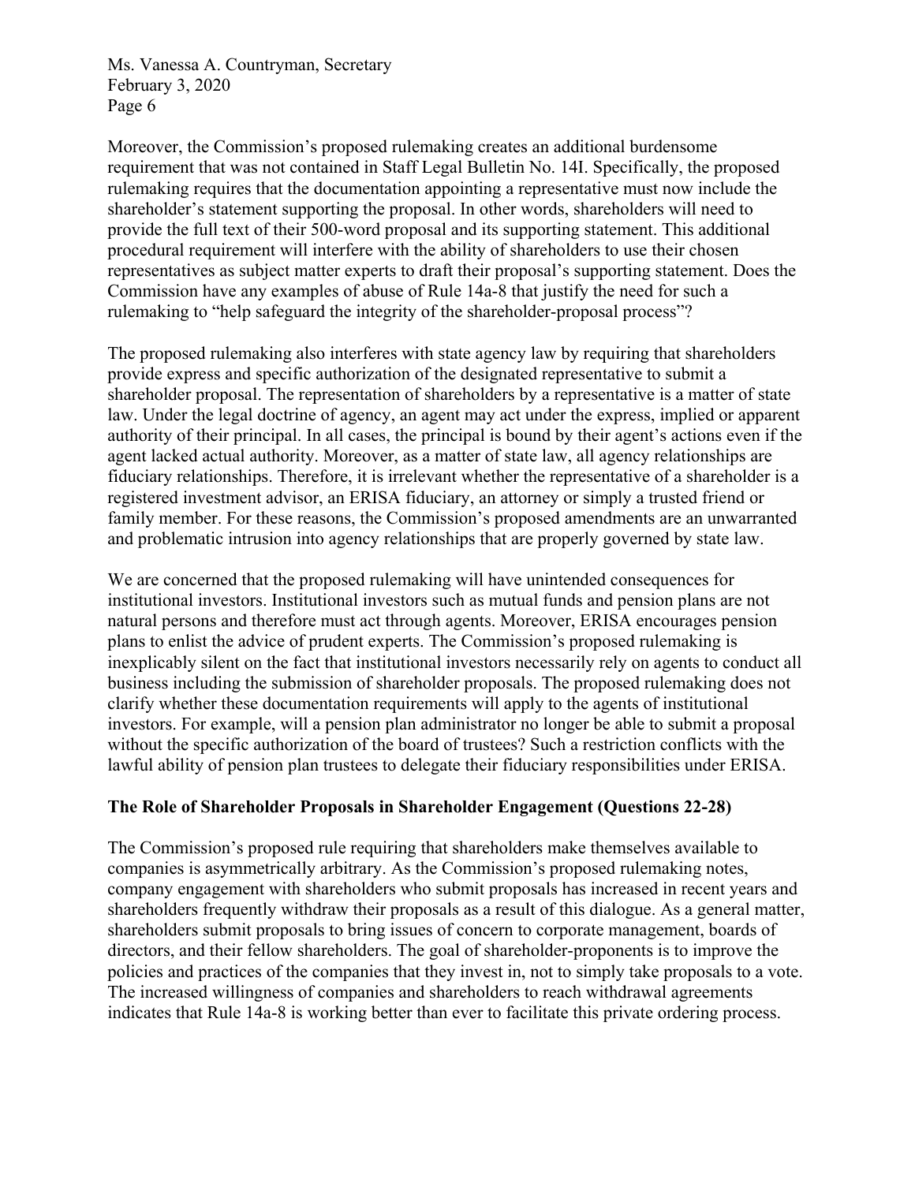Moreover, the Commission's proposed rulemaking creates an additional burdensome requirement that was not contained in Staff Legal Bulletin No. 14I. Specifically, the proposed rulemaking requires that the documentation appointing a representative must now include the shareholder's statement supporting the proposal. In other words, shareholders will need to provide the full text of their 500-word proposal and its supporting statement. This additional procedural requirement will interfere with the ability of shareholders to use their chosen representatives as subject matter experts to draft their proposal's supporting statement. Does the Commission have any examples of abuse of Rule 14a-8 that justify the need for such a rulemaking to "help safeguard the integrity of the shareholder-proposal process"?

The proposed rulemaking also interferes with state agency law by requiring that shareholders provide express and specific authorization of the designated representative to submit a shareholder proposal. The representation of shareholders by a representative is a matter of state law. Under the legal doctrine of agency, an agent may act under the express, implied or apparent authority of their principal. In all cases, the principal is bound by their agent's actions even if the agent lacked actual authority. Moreover, as a matter of state law, all agency relationships are fiduciary relationships. Therefore, it is irrelevant whether the representative of a shareholder is a registered investment advisor, an ERISA fiduciary, an attorney or simply a trusted friend or family member. For these reasons, the Commission's proposed amendments are an unwarranted and problematic intrusion into agency relationships that are properly governed by state law.

We are concerned that the proposed rulemaking will have unintended consequences for institutional investors. Institutional investors such as mutual funds and pension plans are not natural persons and therefore must act through agents. Moreover, ERISA encourages pension plans to enlist the advice of prudent experts. The Commission's proposed rulemaking is inexplicably silent on the fact that institutional investors necessarily rely on agents to conduct all business including the submission of shareholder proposals. The proposed rulemaking does not clarify whether these documentation requirements will apply to the agents of institutional investors. For example, will a pension plan administrator no longer be able to submit a proposal without the specific authorization of the board of trustees? Such a restriction conflicts with the lawful ability of pension plan trustees to delegate their fiduciary responsibilities under ERISA.

**The Role of Shareholder Proposals in Shareholder Engagement (Questions 22-28)**

The Commission's proposed rule requiring that shareholders make themselves available to companies is asymmetrically arbitrary. As the Commission's proposed rulemaking notes, company engagement with shareholders who submit proposals has increased in recent years and shareholders frequently withdraw their proposals as a result of this dialogue. As a general matter, shareholders submit proposals to bring issues of concern to corporate management, boards of directors, and their fellow shareholders. The goal of shareholder-proponents is to improve the policies and practices of the companies that they invest in, not to simply take proposals to a vote. The increased willingness of companies and shareholders to reach withdrawal agreements indicates that Rule 14a-8 is working better than ever to facilitate this private ordering process.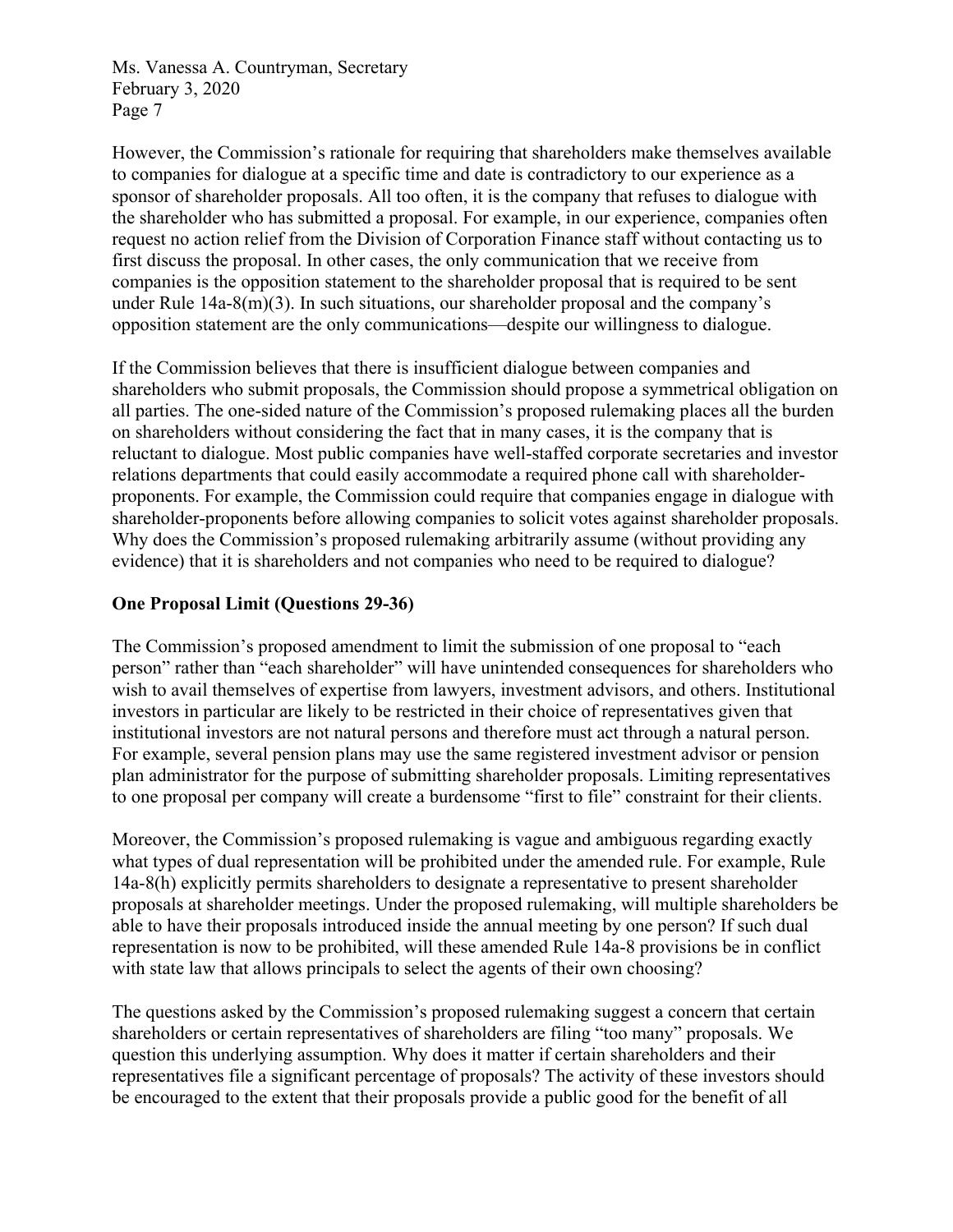However, the Commission's rationale for requiring that shareholders make themselves available to companies for dialogue at a specific time and date is contradictory to our experience as a sponsor of shareholder proposals. All too often, it is the company that refuses to dialogue with the shareholder who has submitted a proposal. For example, in our experience, companies often request no action relief from the Division of Corporation Finance staff without contacting us to first discuss the proposal. In other cases, the only communication that we receive from companies is the opposition statement to the shareholder proposal that is required to be sent under Rule 14a-8(m)(3). In such situations, our shareholder proposal and the company's opposition statement are the only communications—despite our willingness to dialogue.

If the Commission believes that there is insufficient dialogue between companies and shareholders who submit proposals, the Commission should propose a symmetrical obligation on all parties. The one-sided nature of the Commission's proposed rulemaking places all the burden on shareholders without considering the fact that in many cases, it is the company that is reluctant to dialogue. Most public companies have well-staffed corporate secretaries and investor relations departments that could easily accommodate a required phone call with shareholder-proponents. For example, the Commission could require that companies engage in dialogue with shareholder-proponents before allowing companies to solicit votes against shareholder proposals. Why does the Commission's proposed rulemaking arbitrarily assume (without providing any evidence) that it is shareholders and not companies who need to be required to dialogue?

**One Proposal Limit (Questions 29-36)**

The Commission's proposed amendment to limit the submission of one proposal to "each person" rather than "each shareholder" will have unintended consequences for shareholders who wish to avail themselves of expertise from lawyers, investment advisors, and others. Institutional investors in particular are likely to be restricted in their choice of representatives given that institutional investors are not natural persons and therefore must act through a natural person. For example, several pension plans may use the same registered investment advisor or pension plan administrator for the purpose of submitting shareholder proposals. Limiting representatives to one proposal per company will create a burdensome "first to file" constraint for their clients.

Moreover, the Commission's proposed rulemaking is vague and ambiguous regarding exactly what types of dual representation will be prohibited under the amended rule. For example, Rule 14a-8(h) explicitly permits shareholders to designate a representative to present shareholder proposals at shareholder meetings. Under the proposed rulemaking, will multiple shareholders be able to have their proposals introduced inside the annual meeting by one person? If such dual representation is now to be prohibited, will these amended Rule 14a-8 provisions be in conflict with state law that allows principals to select the agents of their own choosing?

The questions asked by the Commission's proposed rulemaking suggest a concern that certain shareholders or certain representatives of shareholders are filing "too many" proposals. We question this underlying assumption. Why does it matter if certain shareholders and their representatives file a significant percentage of proposals? The activity of these investors should be encouraged to the extent that their proposals provide a public good for the benefit of all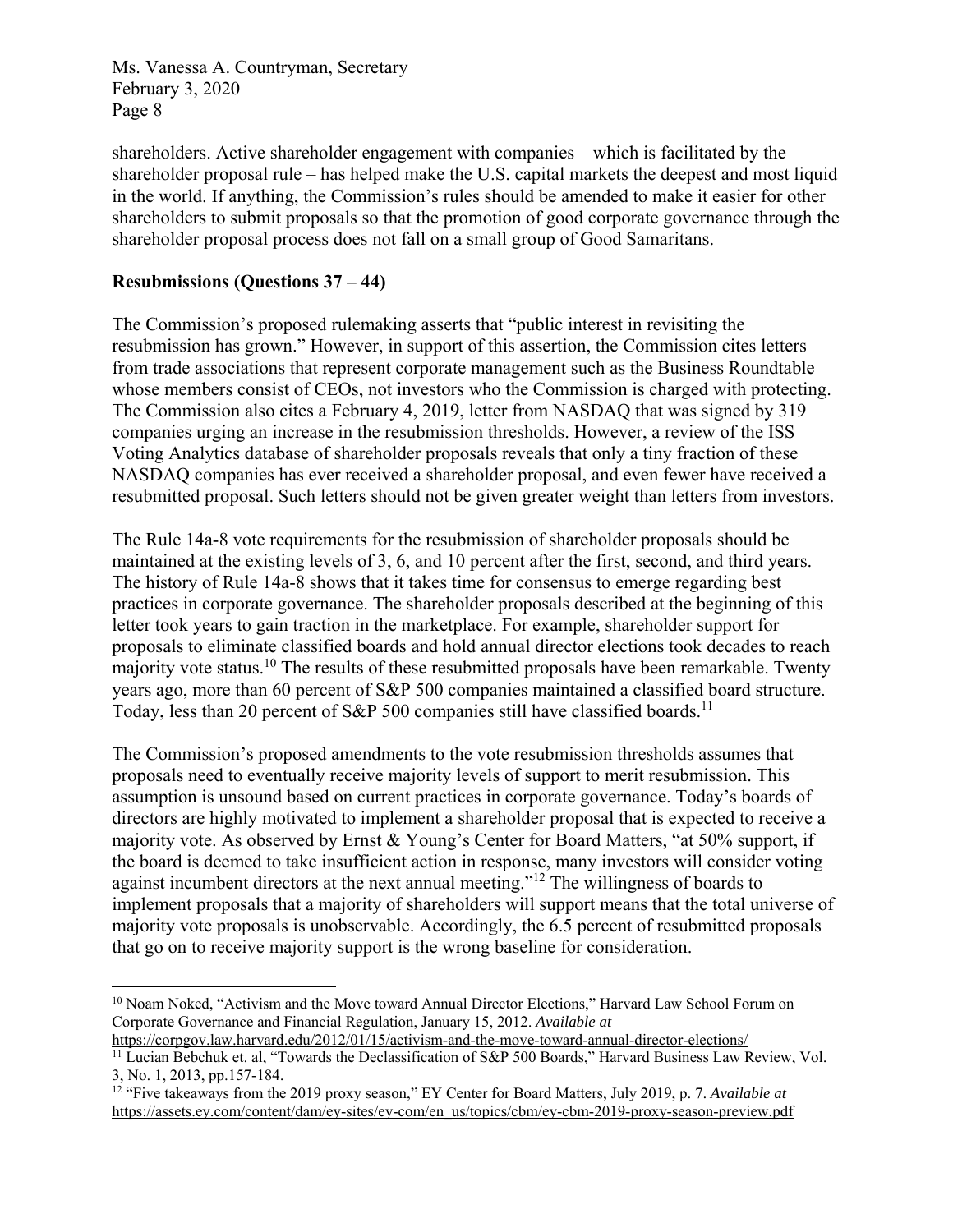shareholders. Active shareholder engagement with companies – which is facilitated by the shareholder proposal rule – has helped make the U.S. capital markets the deepest and most liquid in the world. If anything, the Commission's rules should be amended to make it easier for other shareholders to submit proposals so that the promotion of good corporate governance through the shareholder proposal process does not fall on a small group of Good Samaritans.

**Resubmissions (Questions 37 – 44)**

The Commission's proposed rulemaking asserts that "public interest in revisiting the resubmission has grown." However, in support of this assertion, the Commission cites letters from trade associations that represent corporate management such as the Business Roundtable whose members consist of CEOs, not investors who the Commission is charged with protecting. The Commission also cites a February 4, 2019, letter from NASDAQ that was signed by 319 companies urging an increase in the resubmission thresholds. However, a review of the ISS Voting Analytics database of shareholder proposals reveals that only a tiny fraction of these NASDAQ companies has ever received a shareholder proposal, and even fewer have received a resubmitted proposal. Such letters should not be given greater weight than letters from investors.

The Rule 14a-8 vote requirements for the resubmission of shareholder proposals should be maintained at the existing levels of 3, 6, and 10 percent after the first, second, and third years. The history of Rule 14a-8 shows that it takes time for consensus to emerge regarding best practices in corporate governance. The shareholder proposals described at the beginning of this letter took years to gain traction in the marketplace. For example, shareholder support for proposals to eliminate classified boards and hold annual director elections took decades to reach majority vote status.[10] The results of these resubmitted proposals have been remarkable. Twenty years ago, more than 60 percent of S&P 500 companies maintained a classified board structure. Today, less than 20 percent of S&P 500 companies still have classified boards.[11]

The Commission's proposed amendments to the vote resubmission thresholds assumes that proposals need to eventually receive majority levels of support to merit resubmission. This assumption is unsound based on current practices in corporate governance. Today's boards of directors are highly motivated to implement a shareholder proposal that is expected to receive a majority vote. As observed by Ernst & Young's Center for Board Matters, "at 50% support, if the board is deemed to take insufficient action in response, many investors will consider voting against incumbent directors at the next annual meeting."[12] The willingness of boards to implement proposals that a majority of shareholders will support means that the total universe of majority vote proposals is unobservable. Accordingly, the 6.5 percent of resubmitted proposals that go on to receive majority support is the wrong baseline for consideration.

---

[10] Noam Noked, "Activism and the Move toward Annual Director Elections," Harvard Law School Forum on Corporate Governance and Financial Regulation, January 15, 2012. *Available at* https://corpgov.law.harvard.edu/2012/01/15/activism-and-the-move-toward-annual-director-elections/

[11] Lucian Bebchuk et. al, "Towards the Declassification of S&P 500 Boards," Harvard Business Law Review, Vol. 3, No. 1, 2013, pp.157-184.

[12] "Five takeaways from the 2019 proxy season," EY Center for Board Matters, July 2019, p. 7. *Available at* https://assets.ey.com/content/dam/ey-sites/ey-com/en_us/topics/cbm/ey-cbm-2019-proxy-season-preview.pdf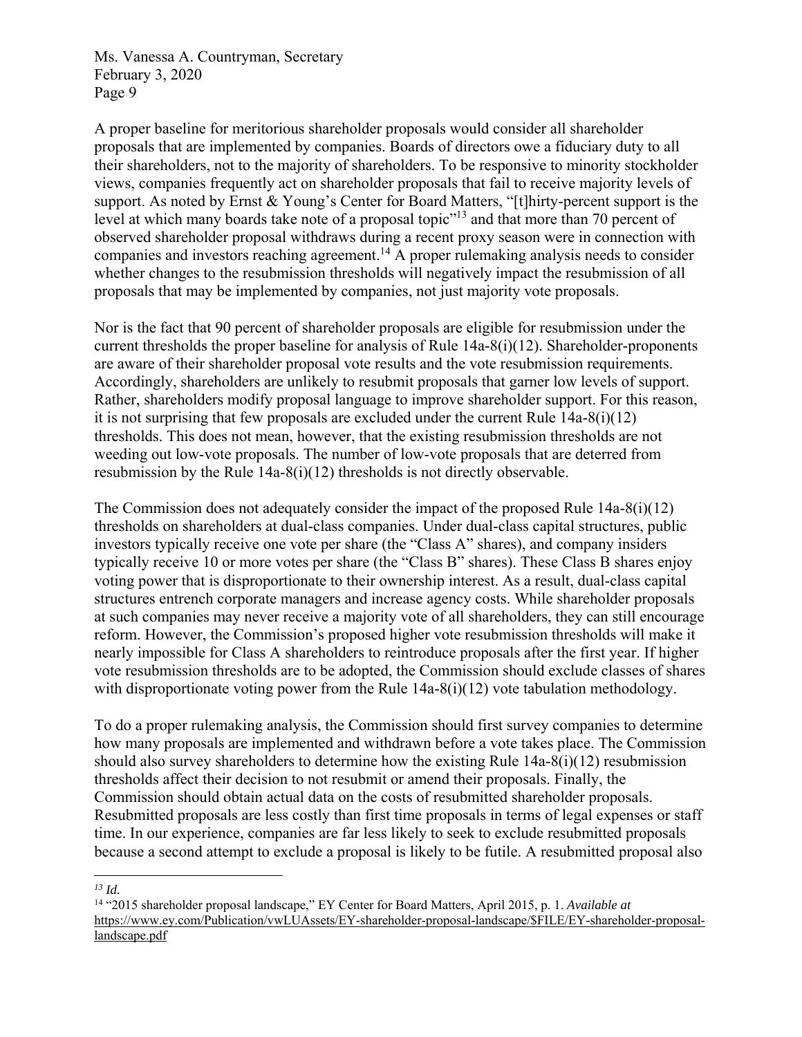A proper baseline for meritorious shareholder proposals would consider all shareholder proposals that are implemented by companies. Boards of directors owe a fiduciary duty to all their shareholders, not to the majority of shareholders. To be responsive to minority stockholder views, companies frequently act on shareholder proposals that fail to receive majority levels of support. As noted by Ernst & Young's Center for Board Matters, "[t]hirty-percent support is the level at which many boards take note of a proposal topic"[13] and that more than 70 percent of observed shareholder proposal withdraws during a recent proxy season were in connection with companies and investors reaching agreement.[14] A proper rulemaking analysis needs to consider whether changes to the resubmission thresholds will negatively impact the resubmission of all proposals that may be implemented by companies, not just majority vote proposals.

Nor is the fact that 90 percent of shareholder proposals are eligible for resubmission under the current thresholds the proper baseline for analysis of Rule 14a-8(i)(12). Shareholder-proponents are aware of their shareholder proposal vote results and the vote resubmission requirements. Accordingly, shareholders are unlikely to resubmit proposals that garner low levels of support. Rather, shareholders modify proposal language to improve shareholder support. For this reason, it is not surprising that few proposals are excluded under the current Rule 14a-8(i)(12) thresholds. This does not mean, however, that the existing resubmission thresholds are not weeding out low-vote proposals. The number of low-vote proposals that are deterred from resubmission by the Rule 14a-8(i)(12) thresholds is not directly observable.

The Commission does not adequately consider the impact of the proposed Rule 14a-8(i)(12) thresholds on shareholders at dual-class companies. Under dual-class capital structures, public investors typically receive one vote per share (the "Class A" shares), and company insiders typically receive 10 or more votes per share (the "Class B" shares). These Class B shares enjoy voting power that is disproportionate to their ownership interest. As a result, dual-class capital structures entrench corporate managers and increase agency costs. While shareholder proposals at such companies may never receive a majority vote of all shareholders, they can still encourage reform. However, the Commission's proposed higher vote resubmission thresholds will make it nearly impossible for Class A shareholders to reintroduce proposals after the first year. If higher vote resubmission thresholds are to be adopted, the Commission should exclude classes of shares with disproportionate voting power from the Rule 14a-8(i)(12) vote tabulation methodology.

To do a proper rulemaking analysis, the Commission should first survey companies to determine how many proposals are implemented and withdrawn before a vote takes place. The Commission should also survey shareholders to determine how the existing Rule 14a-8(i)(12) resubmission thresholds affect their decision to not resubmit or amend their proposals. Finally, the Commission should obtain actual data on the costs of resubmitted shareholder proposals. Resubmitted proposals are less costly than first time proposals in terms of legal expenses or staff time. In our experience, companies are far less likely to seek to exclude resubmitted proposals because a second attempt to exclude a proposal is likely to be futile. A resubmitted proposal also

---

[13] *Id.*

[14] "2015 shareholder proposal landscape," EY Center for Board Matters, April 2015, p. 1. *Available at* https://www.ey.com/Publication/vwLUAssets/EY-shareholder-proposal-landscape/$FILE/EY-shareholder-proposal-landscape.pdf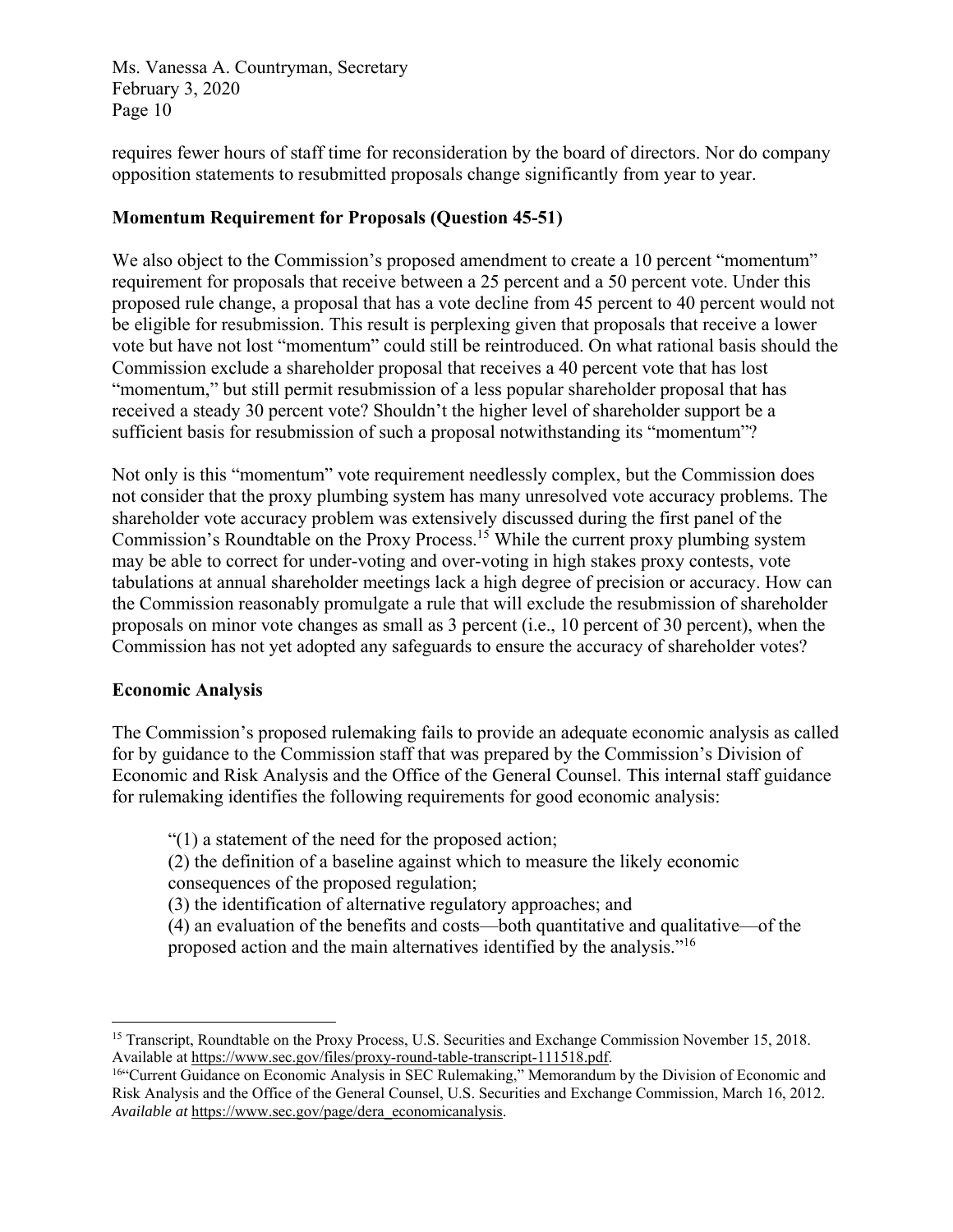requires fewer hours of staff time for reconsideration by the board of directors. Nor do company opposition statements to resubmitted proposals change significantly from year to year.

**Momentum Requirement for Proposals (Question 45-51)**

We also object to the Commission's proposed amendment to create a 10 percent "momentum" requirement for proposals that receive between a 25 percent and a 50 percent vote. Under this proposed rule change, a proposal that has a vote decline from 45 percent to 40 percent would not be eligible for resubmission. This result is perplexing given that proposals that receive a lower vote but have not lost "momentum" could still be reintroduced. On what rational basis should the Commission exclude a shareholder proposal that receives a 40 percent vote that has lost "momentum," but still permit resubmission of a less popular shareholder proposal that has received a steady 30 percent vote? Shouldn't the higher level of shareholder support be a sufficient basis for resubmission of such a proposal notwithstanding its "momentum"?

Not only is this "momentum" vote requirement needlessly complex, but the Commission does not consider that the proxy plumbing system has many unresolved vote accuracy problems. The shareholder vote accuracy problem was extensively discussed during the first panel of the Commission's Roundtable on the Proxy Process.[15] While the current proxy plumbing system may be able to correct for under-voting and over-voting in high stakes proxy contests, vote tabulations at annual shareholder meetings lack a high degree of precision or accuracy. How can the Commission reasonably promulgate a rule that will exclude the resubmission of shareholder proposals on minor vote changes as small as 3 percent (i.e., 10 percent of 30 percent), when the Commission has not yet adopted any safeguards to ensure the accuracy of shareholder votes?

**Economic Analysis**

The Commission's proposed rulemaking fails to provide an adequate economic analysis as called for by guidance to the Commission staff that was prepared by the Commission's Division of Economic and Risk Analysis and the Office of the General Counsel. This internal staff guidance for rulemaking identifies the following requirements for good economic analysis:

> "(1) a statement of the need for the proposed action;
> (2) the definition of a baseline against which to measure the likely economic consequences of the proposed regulation;
> (3) the identification of alternative regulatory approaches; and
> (4) an evaluation of the benefits and costs—both quantitative and qualitative—of the proposed action and the main alternatives identified by the analysis."[16]

---

[15] Transcript, Roundtable on the Proxy Process, U.S. Securities and Exchange Commission November 15, 2018. Available at https://www.sec.gov/files/proxy-round-table-transcript-111518.pdf.

[16] "Current Guidance on Economic Analysis in SEC Rulemaking," Memorandum by the Division of Economic and Risk Analysis and the Office of the General Counsel, U.S. Securities and Exchange Commission, March 16, 2012. *Available at* https://www.sec.gov/page/dera_economicanalysis.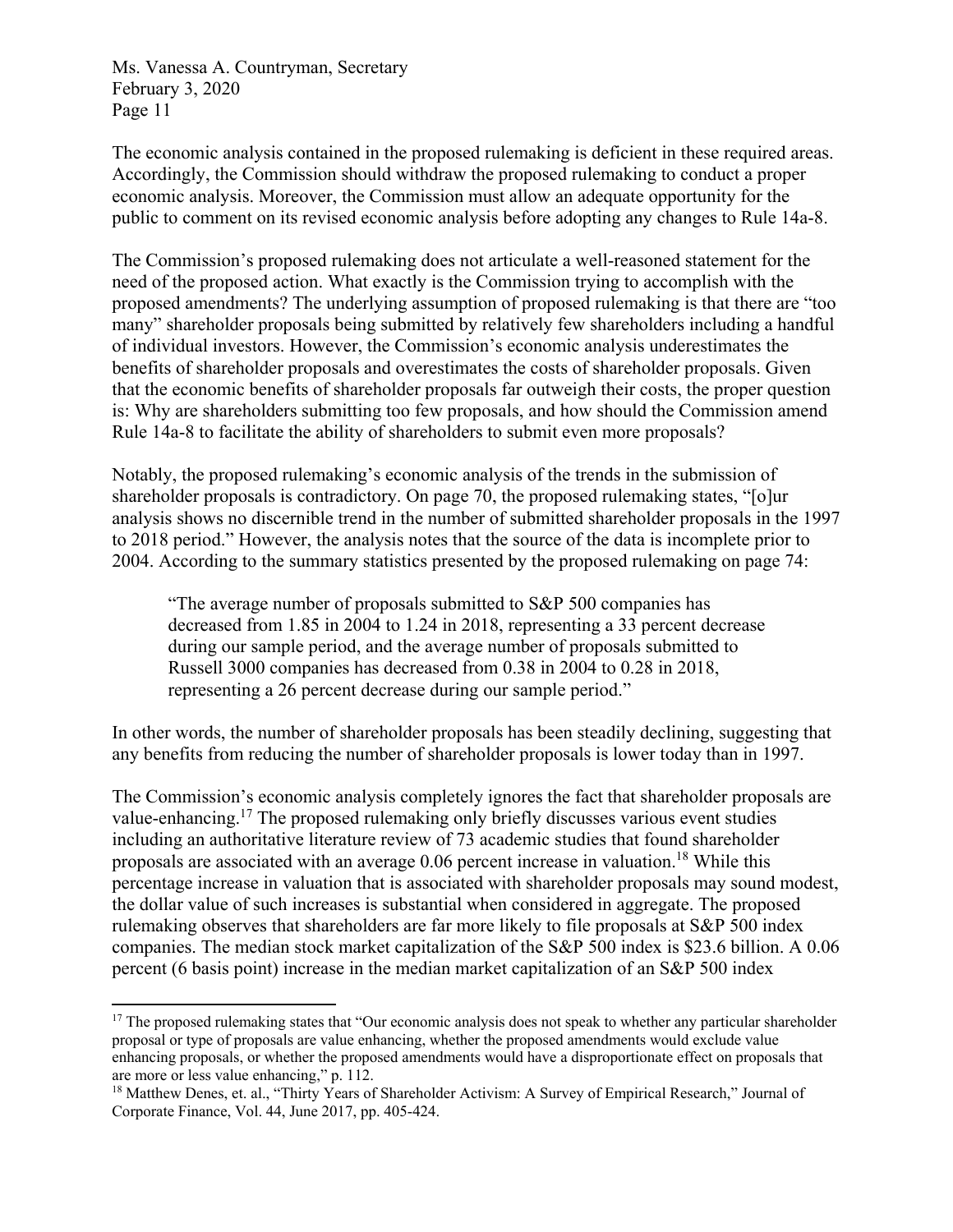The economic analysis contained in the proposed rulemaking is deficient in these required areas. Accordingly, the Commission should withdraw the proposed rulemaking to conduct a proper economic analysis. Moreover, the Commission must allow an adequate opportunity for the public to comment on its revised economic analysis before adopting any changes to Rule 14a-8.

The Commission's proposed rulemaking does not articulate a well-reasoned statement for the need of the proposed action. What exactly is the Commission trying to accomplish with the proposed amendments? The underlying assumption of proposed rulemaking is that there are "too many" shareholder proposals being submitted by relatively few shareholders including a handful of individual investors. However, the Commission's economic analysis underestimates the benefits of shareholder proposals and overestimates the costs of shareholder proposals. Given that the economic benefits of shareholder proposals far outweigh their costs, the proper question is: Why are shareholders submitting too few proposals, and how should the Commission amend Rule 14a-8 to facilitate the ability of shareholders to submit even more proposals?

Notably, the proposed rulemaking's economic analysis of the trends in the submission of shareholder proposals is contradictory. On page 70, the proposed rulemaking states, "[o]ur analysis shows no discernible trend in the number of submitted shareholder proposals in the 1997 to 2018 period." However, the analysis notes that the source of the data is incomplete prior to 2004. According to the summary statistics presented by the proposed rulemaking on page 74:

> "The average number of proposals submitted to S&P 500 companies has decreased from 1.85 in 2004 to 1.24 in 2018, representing a 33 percent decrease during our sample period, and the average number of proposals submitted to Russell 3000 companies has decreased from 0.38 in 2004 to 0.28 in 2018, representing a 26 percent decrease during our sample period."

In other words, the number of shareholder proposals has been steadily declining, suggesting that any benefits from reducing the number of shareholder proposals is lower today than in 1997.

The Commission's economic analysis completely ignores the fact that shareholder proposals are value-enhancing.[17] The proposed rulemaking only briefly discusses various event studies including an authoritative literature review of 73 academic studies that found shareholder proposals are associated with an average 0.06 percent increase in valuation.[18] While this percentage increase in valuation that is associated with shareholder proposals may sound modest, the dollar value of such increases is substantial when considered in aggregate. The proposed rulemaking observes that shareholders are far more likely to file proposals at S&P 500 index companies. The median stock market capitalization of the S&P 500 index is $23.6 billion. A 0.06 percent (6 basis point) increase in the median market capitalization of an S&P 500 index

---

[17] The proposed rulemaking states that "Our economic analysis does not speak to whether any particular shareholder proposal or type of proposals are value enhancing, whether the proposed amendments would exclude value enhancing proposals, or whether the proposed amendments would have a disproportionate effect on proposals that are more or less value enhancing," p. 112.

[18] Matthew Denes, et. al., "Thirty Years of Shareholder Activism: A Survey of Empirical Research," Journal of Corporate Finance, Vol. 44, June 2017, pp. 405-424.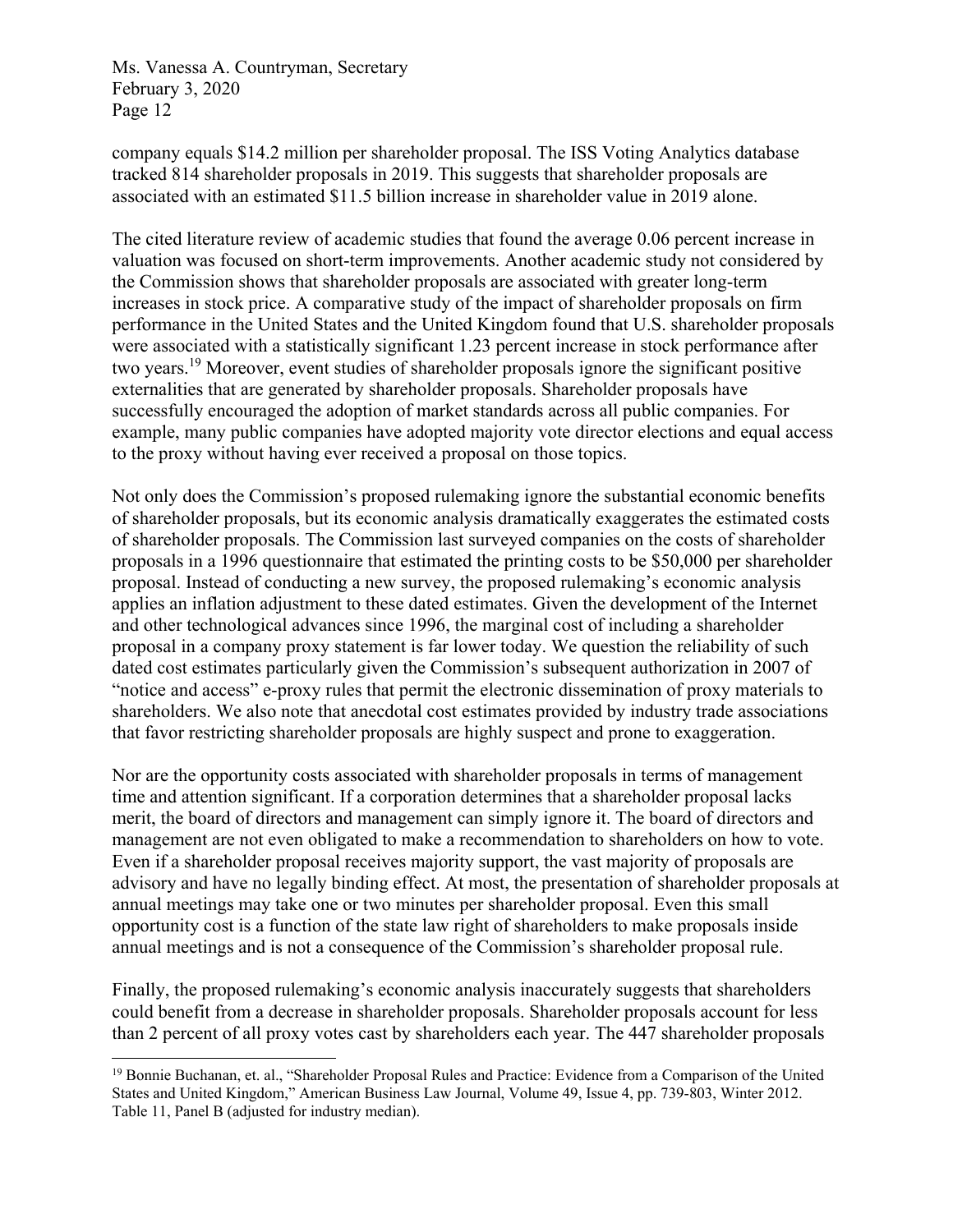company equals $14.2 million per shareholder proposal. The ISS Voting Analytics database tracked 814 shareholder proposals in 2019. This suggests that shareholder proposals are associated with an estimated $11.5 billion increase in shareholder value in 2019 alone.

The cited literature review of academic studies that found the average 0.06 percent increase in valuation was focused on short-term improvements. Another academic study not considered by the Commission shows that shareholder proposals are associated with greater long-term increases in stock price. A comparative study of the impact of shareholder proposals on firm performance in the United States and the United Kingdom found that U.S. shareholder proposals were associated with a statistically significant 1.23 percent increase in stock performance after two years.[19] Moreover, event studies of shareholder proposals ignore the significant positive externalities that are generated by shareholder proposals. Shareholder proposals have successfully encouraged the adoption of market standards across all public companies. For example, many public companies have adopted majority vote director elections and equal access to the proxy without having ever received a proposal on those topics.

Not only does the Commission's proposed rulemaking ignore the substantial economic benefits of shareholder proposals, but its economic analysis dramatically exaggerates the estimated costs of shareholder proposals. The Commission last surveyed companies on the costs of shareholder proposals in a 1996 questionnaire that estimated the printing costs to be $50,000 per shareholder proposal. Instead of conducting a new survey, the proposed rulemaking's economic analysis applies an inflation adjustment to these dated estimates. Given the development of the Internet and other technological advances since 1996, the marginal cost of including a shareholder proposal in a company proxy statement is far lower today. We question the reliability of such dated cost estimates particularly given the Commission's subsequent authorization in 2007 of "notice and access" e-proxy rules that permit the electronic dissemination of proxy materials to shareholders. We also note that anecdotal cost estimates provided by industry trade associations that favor restricting shareholder proposals are highly suspect and prone to exaggeration.

Nor are the opportunity costs associated with shareholder proposals in terms of management time and attention significant. If a corporation determines that a shareholder proposal lacks merit, the board of directors and management can simply ignore it. The board of directors and management are not even obligated to make a recommendation to shareholders on how to vote. Even if a shareholder proposal receives majority support, the vast majority of proposals are advisory and have no legally binding effect. At most, the presentation of shareholder proposals at annual meetings may take one or two minutes per shareholder proposal. Even this small opportunity cost is a function of the state law right of shareholders to make proposals inside annual meetings and is not a consequence of the Commission's shareholder proposal rule.

Finally, the proposed rulemaking's economic analysis inaccurately suggests that shareholders could benefit from a decrease in shareholder proposals. Shareholder proposals account for less than 2 percent of all proxy votes cast by shareholders each year. The 447 shareholder proposals

[19] Bonnie Buchanan, et. al., "Shareholder Proposal Rules and Practice: Evidence from a Comparison of the United States and United Kingdom," American Business Law Journal, Volume 49, Issue 4, pp. 739-803, Winter 2012. Table 11, Panel B (adjusted for industry median).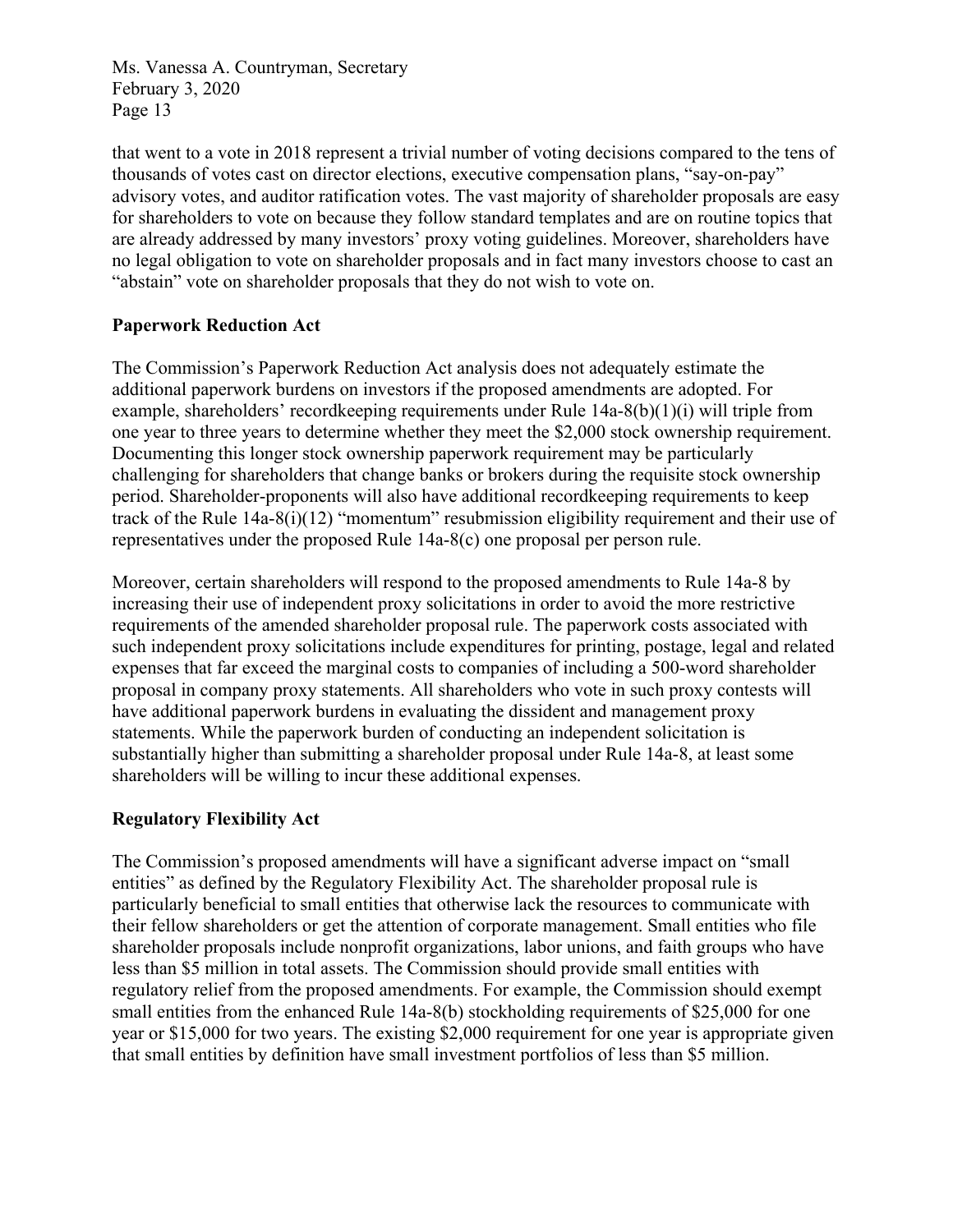that went to a vote in 2018 represent a trivial number of voting decisions compared to the tens of thousands of votes cast on director elections, executive compensation plans, "say-on-pay" advisory votes, and auditor ratification votes. The vast majority of shareholder proposals are easy for shareholders to vote on because they follow standard templates and are on routine topics that are already addressed by many investors' proxy voting guidelines. Moreover, shareholders have no legal obligation to vote on shareholder proposals and in fact many investors choose to cast an "abstain" vote on shareholder proposals that they do not wish to vote on.

**Paperwork Reduction Act**

The Commission's Paperwork Reduction Act analysis does not adequately estimate the additional paperwork burdens on investors if the proposed amendments are adopted. For example, shareholders' recordkeeping requirements under Rule 14a-8(b)(1)(i) will triple from one year to three years to determine whether they meet the $2,000 stock ownership requirement. Documenting this longer stock ownership paperwork requirement may be particularly challenging for shareholders that change banks or brokers during the requisite stock ownership period. Shareholder-proponents will also have additional recordkeeping requirements to keep track of the Rule 14a-8(i)(12) "momentum" resubmission eligibility requirement and their use of representatives under the proposed Rule 14a-8(c) one proposal per person rule.

Moreover, certain shareholders will respond to the proposed amendments to Rule 14a-8 by increasing their use of independent proxy solicitations in order to avoid the more restrictive requirements of the amended shareholder proposal rule. The paperwork costs associated with such independent proxy solicitations include expenditures for printing, postage, legal and related expenses that far exceed the marginal costs to companies of including a 500-word shareholder proposal in company proxy statements. All shareholders who vote in such proxy contests will have additional paperwork burdens in evaluating the dissident and management proxy statements. While the paperwork burden of conducting an independent solicitation is substantially higher than submitting a shareholder proposal under Rule 14a-8, at least some shareholders will be willing to incur these additional expenses.

**Regulatory Flexibility Act**

The Commission's proposed amendments will have a significant adverse impact on "small entities" as defined by the Regulatory Flexibility Act. The shareholder proposal rule is particularly beneficial to small entities that otherwise lack the resources to communicate with their fellow shareholders or get the attention of corporate management. Small entities who file shareholder proposals include nonprofit organizations, labor unions, and faith groups who have less than $5 million in total assets. The Commission should provide small entities with regulatory relief from the proposed amendments. For example, the Commission should exempt small entities from the enhanced Rule 14a-8(b) stockholding requirements of $25,000 for one year or $15,000 for two years. The existing $2,000 requirement for one year is appropriate given that small entities by definition have small investment portfolios of less than $5 million.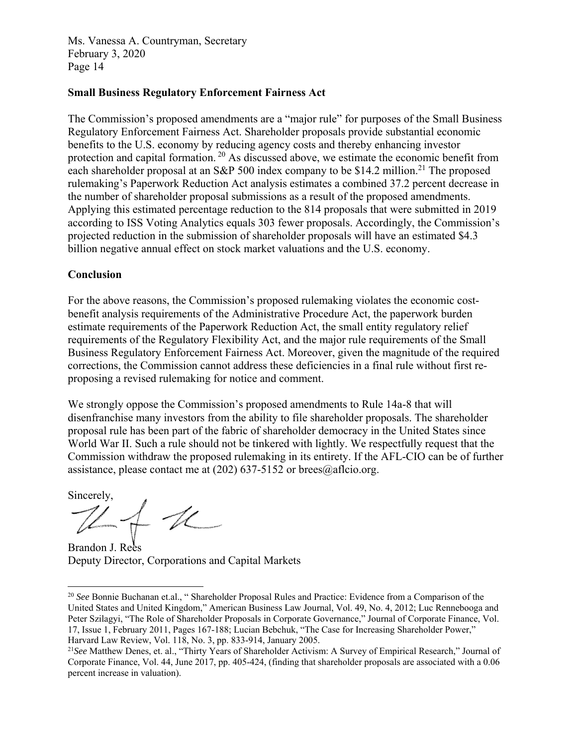### Small Business Regulatory Enforcement Fairness Act

The Commission's proposed amendments are a "major rule" for purposes of the Small Business Regulatory Enforcement Fairness Act. Shareholder proposals provide substantial economic benefits to the U.S. economy by reducing agency costs and thereby enhancing investor protection and capital formation.[20] As discussed above, we estimate the economic benefit from each shareholder proposal at an S&P 500 index company to be $14.2 million.[21] The proposed rulemaking's Paperwork Reduction Act analysis estimates a combined 37.2 percent decrease in the number of shareholder proposal submissions as a result of the proposed amendments. Applying this estimated percentage reduction to the 814 proposals that were submitted in 2019 according to ISS Voting Analytics equals 303 fewer proposals. Accordingly, the Commission's projected reduction in the submission of shareholder proposals will have an estimated $4.3 billion negative annual effect on stock market valuations and the U.S. economy.

### Conclusion

For the above reasons, the Commission's proposed rulemaking violates the economic cost-benefit analysis requirements of the Administrative Procedure Act, the paperwork burden estimate requirements of the Paperwork Reduction Act, the small entity regulatory relief requirements of the Regulatory Flexibility Act, and the major rule requirements of the Small Business Regulatory Enforcement Fairness Act. Moreover, given the magnitude of the required corrections, the Commission cannot address these deficiencies in a final rule without first re-proposing a revised rulemaking for notice and comment.

We strongly oppose the Commission's proposed amendments to Rule 14a-8 that will disenfranchise many investors from the ability to file shareholder proposals. The shareholder proposal rule has been part of the fabric of shareholder democracy in the United States since World War II. Such a rule should not be tinkered with lightly. We respectfully request that the Commission withdraw the proposed rulemaking in its entirety. If the AFL-CIO can be of further assistance, please contact me at (202) 637-5152 or brees@aflcio.org.

Sincerely,

Brandon J. Rees
Deputy Director, Corporations and Capital Markets

---

[20] *See* Bonnie Buchanan et.al., " Shareholder Proposal Rules and Practice: Evidence from a Comparison of the United States and United Kingdom," American Business Law Journal, Vol. 49, No. 4, 2012; Luc Renneboog and Peter Szilagyi, "The Role of Shareholder Proposals in Corporate Governance," Journal of Corporate Finance, Vol. 17, Issue 1, February 2011, Pages 167-188; Lucian Bebchuk, "The Case for Increasing Shareholder Power," Harvard Law Review, Vol. 118, No. 3, pp. 833-914, January 2005.

[21] *See* Matthew Denes, et. al., "Thirty Years of Shareholder Activism: A Survey of Empirical Research," Journal of Corporate Finance, Vol. 44, June 2017, pp. 405-424, (finding that shareholder proposals are associated with a 0.06 percent increase in valuation).